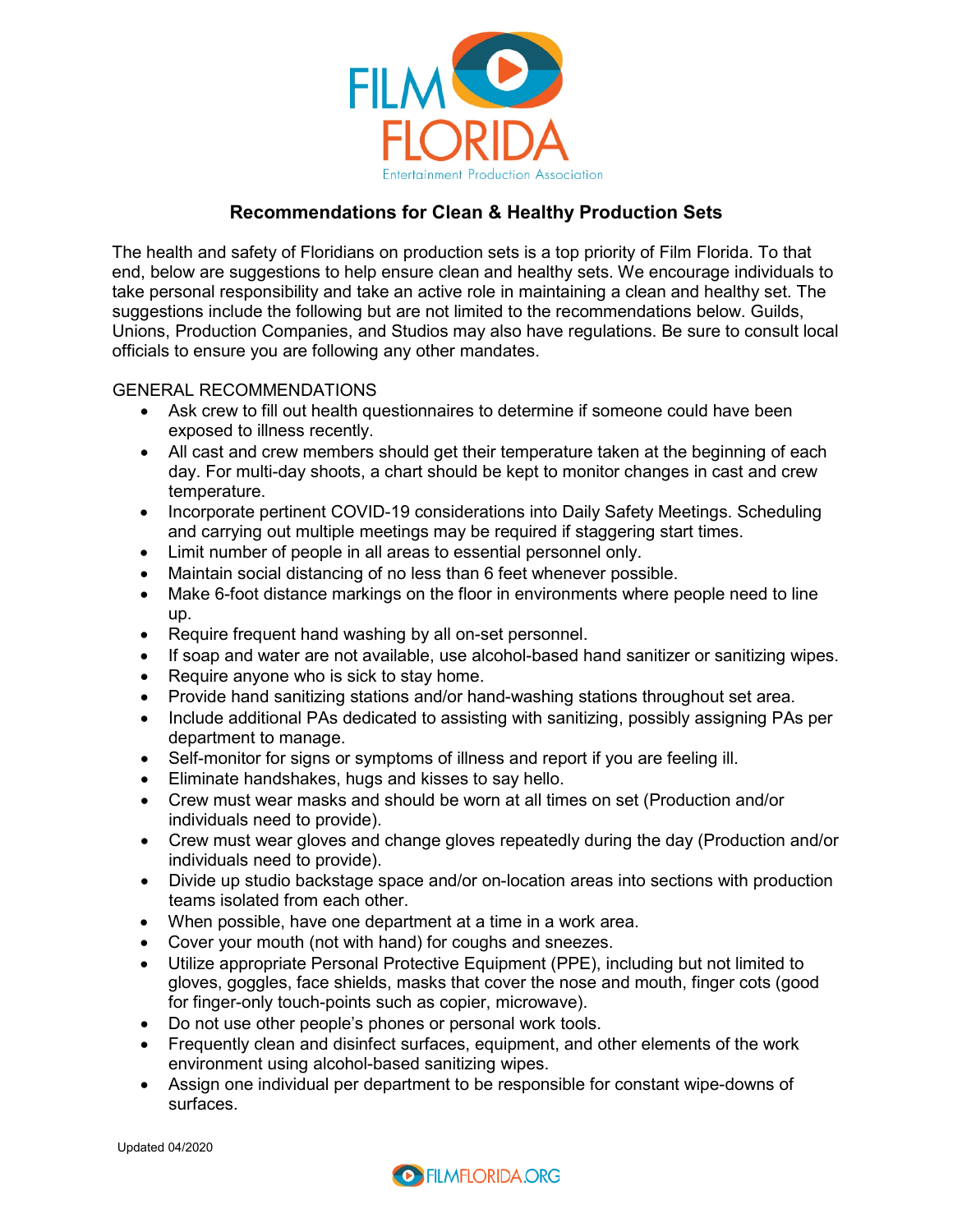FILM FLORIDA

Entertainment Production Association

# Recommendations for Clean & Healthy Production Sets

The health and safety of Floridians on production sets is a top priority of Film Florida. To that end, below are suggestions to help ensure clean and healthy sets. We encourage individuals to take personal responsibility and take an active role in maintaining a clean and healthy set. The suggestions include the following but are not limited to the recommendations below. Guilds, Unions, Production Companies, and Studios may also have regulations. Be sure to consult local officials to ensure you are following any other mandates.

## GENERAL RECOMMENDATIONS

- Ask crew to fill out health questionnaires to determine if someone could have been exposed to illness recently.
- All cast and crew members should get their temperature taken at the beginning of each day. For multi-day shoots, a chart should be kept to monitor changes in cast and crew temperature.
- Incorporate pertinent COVID-19 considerations into Daily Safety Meetings. Scheduling and carrying out multiple meetings may be required if staggering start times.
- Limit number of people in all areas to essential personnel only.
- Maintain social distancing of no less than 6 feet whenever possible.
- Make 6-foot distance markings on the floor in environments where people need to line up.
- Require frequent hand washing by all on-set personnel.
- If soap and water are not available, use alcohol-based hand sanitizer or sanitizing wipes.
- Require anyone who is sick to stay home.
- Provide hand sanitizing stations and/or hand-washing stations throughout set area.
- Include additional PAs dedicated to assisting with sanitizing, possibly assigning PAs per department to manage.
- Self-monitor for signs or symptoms of illness and report if you are feeling ill.
- Eliminate handshakes, hugs and kisses to say hello.
- Crew must wear masks and should be worn at all times on set (Production and/or individuals need to provide).
- Crew must wear gloves and change gloves repeatedly during the day (Production and/or individuals need to provide).
- Divide up studio backstage space and/or on-location areas into sections with production teams isolated from each other.
- When possible, have one department at a time in a work area.
- Cover your mouth (not with hand) for coughs and sneezes.
- Utilize appropriate Personal Protective Equipment (PPE), including but not limited to gloves, goggles, face shields, masks that cover the nose and mouth, finger cots (good for finger-only touch-points such as copier, microwave).
- Do not use other people's phones or personal work tools.
- Frequently clean and disinfect surfaces, equipment, and other elements of the work environment using alcohol-based sanitizing wipes.
- Assign one individual per department to be responsible for constant wipe-downs of surfaces.

Updated 04/2020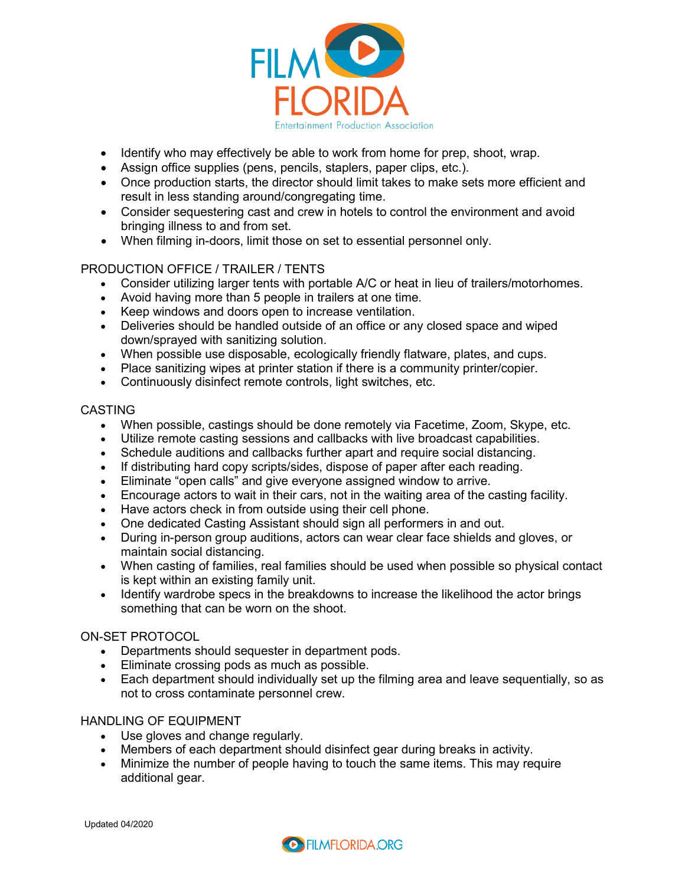- Identify who may effectively be able to work from home for prep, shoot, wrap.
- Assign office supplies (pens, pencils, staplers, paper clips, etc.).
- Once production starts, the director should limit takes to make sets more efficient and result in less standing around/congregating time.
- Consider sequestering cast and crew in hotels to control the environment and avoid bringing illness to and from set.
- When filming in-doors, limit those on set to essential personnel only.

PRODUCTION OFFICE / TRAILER / TENTS

- Consider utilizing larger tents with portable A/C or heat in lieu of trailers/motorhomes.
- Avoid having more than 5 people in trailers at one time.
- Keep windows and doors open to increase ventilation.
- Deliveries should be handled outside of an office or any closed space and wiped down/sprayed with sanitizing solution.
- When possible use disposable, ecologically friendly flatware, plates, and cups.
- Place sanitizing wipes at printer station if there is a community printer/copier.
- Continuously disinfect remote controls, light switches, etc.

CASTING

- When possible, castings should be done remotely via Facetime, Zoom, Skype, etc.
- Utilize remote casting sessions and callbacks with live broadcast capabilities.
- Schedule auditions and callbacks further apart and require social distancing.
- If distributing hard copy scripts/sides, dispose of paper after each reading.
- Eliminate "open calls" and give everyone assigned window to arrive.
- Encourage actors to wait in their cars, not in the waiting area of the casting facility.
- Have actors check in from outside using their cell phone.
- One dedicated Casting Assistant should sign all performers in and out.
- During in-person group auditions, actors can wear clear face shields and gloves, or maintain social distancing.
- When casting of families, real families should be used when possible so physical contact is kept within an existing family unit.
- Identify wardrobe specs in the breakdowns to increase the likelihood the actor brings something that can be worn on the shoot.

ON-SET PROTOCOL

- Departments should sequester in department pods.
- Eliminate crossing pods as much as possible.
- Each department should individually set up the filming area and leave sequentially, so as not to cross contaminate personnel crew.

HANDLING OF EQUIPMENT

- Use gloves and change regularly.
- Members of each department should disinfect gear during breaks in activity.
- Minimize the number of people having to touch the same items. This may require additional gear.

Updated 04/2020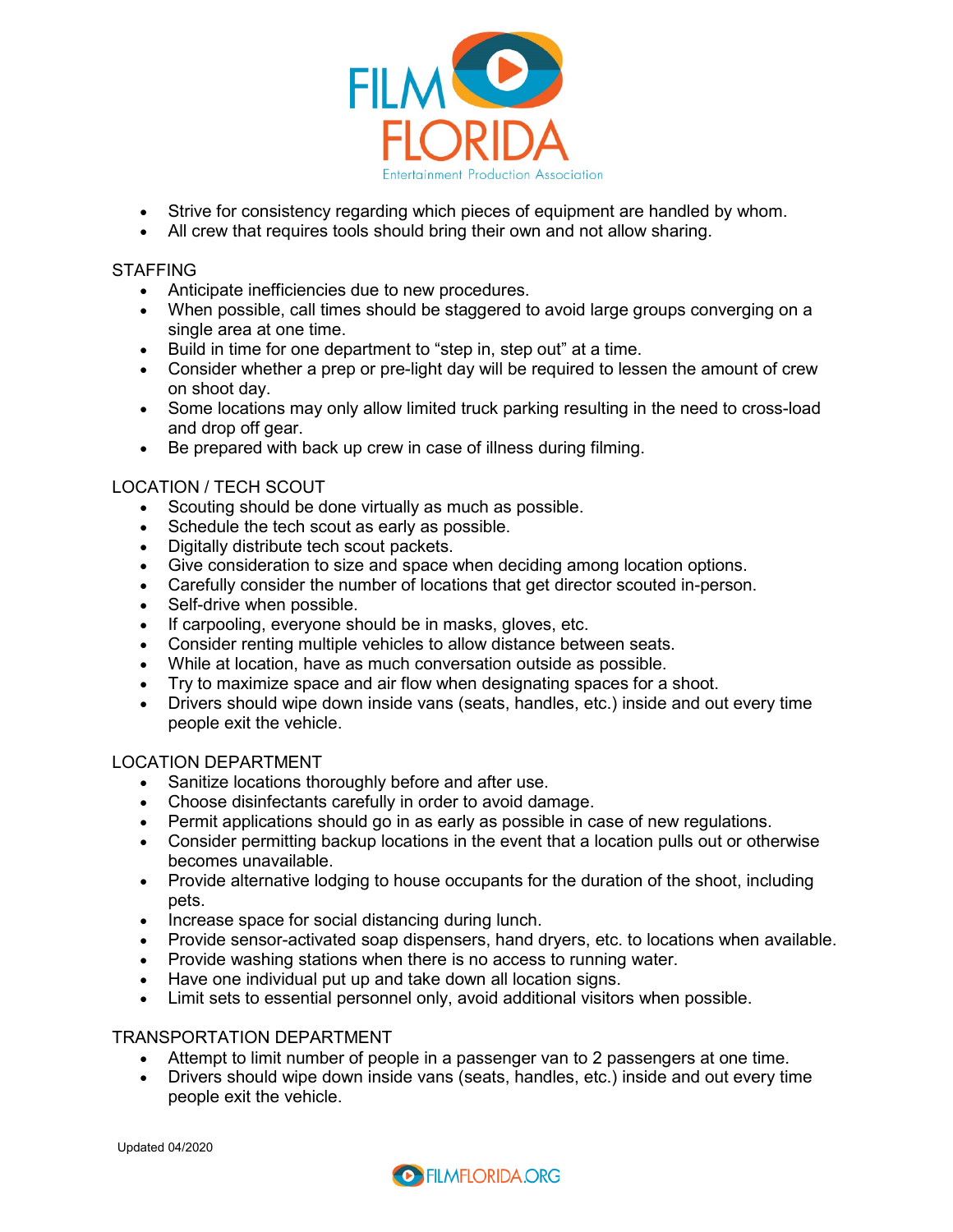- Strive for consistency regarding which pieces of equipment are handled by whom.
- All crew that requires tools should bring their own and not allow sharing.

## STAFFING

- Anticipate inefficiencies due to new procedures.
- When possible, call times should be staggered to avoid large groups converging on a single area at one time.
- Build in time for one department to "step in, step out" at a time.
- Consider whether a prep or pre-light day will be required to lessen the amount of crew on shoot day.
- Some locations may only allow limited truck parking resulting in the need to cross-load and drop off gear.
- Be prepared with back up crew in case of illness during filming.

## LOCATION / TECH SCOUT

- Scouting should be done virtually as much as possible.
- Schedule the tech scout as early as possible.
- Digitally distribute tech scout packets.
- Give consideration to size and space when deciding among location options.
- Carefully consider the number of locations that get director scouted in-person.
- Self-drive when possible.
- If carpooling, everyone should be in masks, gloves, etc.
- Consider renting multiple vehicles to allow distance between seats.
- While at location, have as much conversation outside as possible.
- Try to maximize space and air flow when designating spaces for a shoot.
- Drivers should wipe down inside vans (seats, handles, etc.) inside and out every time people exit the vehicle.

## LOCATION DEPARTMENT

- Sanitize locations thoroughly before and after use.
- Choose disinfectants carefully in order to avoid damage.
- Permit applications should go in as early as possible in case of new regulations.
- Consider permitting backup locations in the event that a location pulls out or otherwise becomes unavailable.
- Provide alternative lodging to house occupants for the duration of the shoot, including pets.
- Increase space for social distancing during lunch.
- Provide sensor-activated soap dispensers, hand dryers, etc. to locations when available.
- Provide washing stations when there is no access to running water.
- Have one individual put up and take down all location signs.
- Limit sets to essential personnel only, avoid additional visitors when possible.

## TRANSPORTATION DEPARTMENT

- Attempt to limit number of people in a passenger van to 2 passengers at one time.
- Drivers should wipe down inside vans (seats, handles, etc.) inside and out every time people exit the vehicle.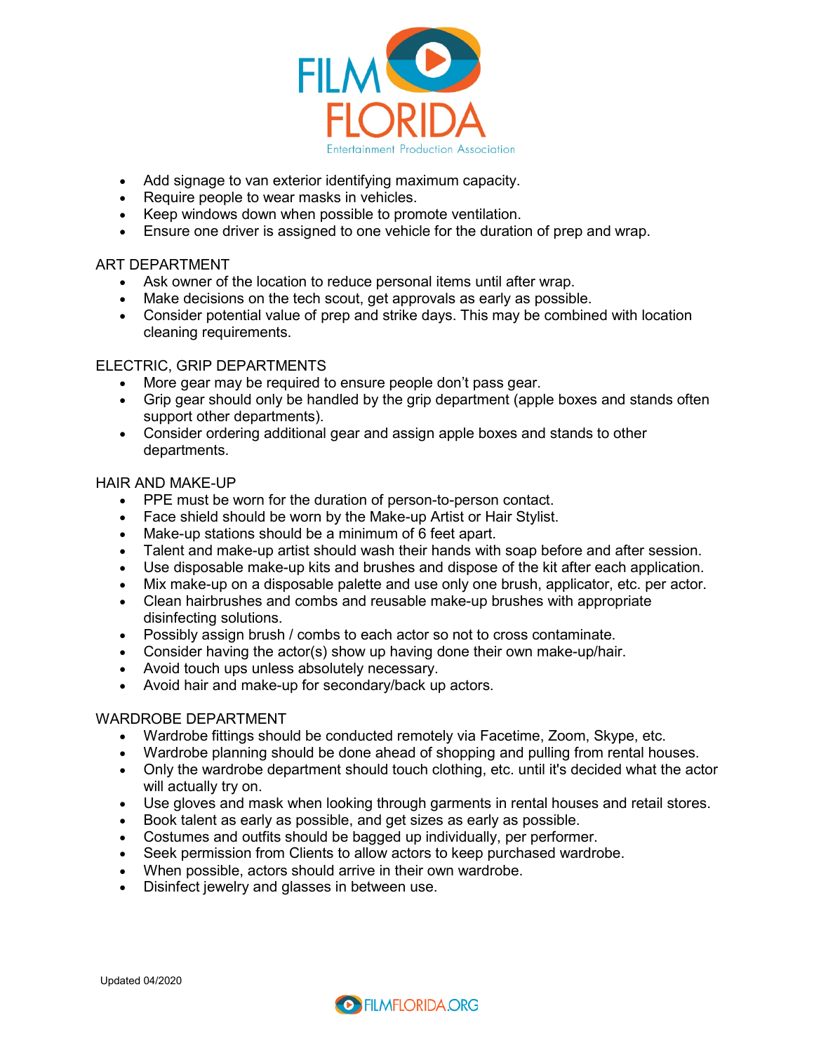- Add signage to van exterior identifying maximum capacity.
- Require people to wear masks in vehicles.
- Keep windows down when possible to promote ventilation.
- Ensure one driver is assigned to one vehicle for the duration of prep and wrap.

## ART DEPARTMENT

- Ask owner of the location to reduce personal items until after wrap.
- Make decisions on the tech scout, get approvals as early as possible.
- Consider potential value of prep and strike days. This may be combined with location cleaning requirements.

## ELECTRIC, GRIP DEPARTMENTS

- More gear may be required to ensure people don't pass gear.
- Grip gear should only be handled by the grip department (apple boxes and stands often support other departments).
- Consider ordering additional gear and assign apple boxes and stands to other departments.

## HAIR AND MAKE-UP

- PPE must be worn for the duration of person-to-person contact.
- Face shield should be worn by the Make-up Artist or Hair Stylist.
- Make-up stations should be a minimum of 6 feet apart.
- Talent and make-up artist should wash their hands with soap before and after session.
- Use disposable make-up kits and brushes and dispose of the kit after each application.
- Mix make-up on a disposable palette and use only one brush, applicator, etc. per actor.
- Clean hairbrushes and combs and reusable make-up brushes with appropriate disinfecting solutions.
- Possibly assign brush / combs to each actor so not to cross contaminate.
- Consider having the actor(s) show up having done their own make-up/hair.
- Avoid touch ups unless absolutely necessary.
- Avoid hair and make-up for secondary/back up actors.

## WARDROBE DEPARTMENT

- Wardrobe fittings should be conducted remotely via Facetime, Zoom, Skype, etc.
- Wardrobe planning should be done ahead of shopping and pulling from rental houses.
- Only the wardrobe department should touch clothing, etc. until it's decided what the actor will actually try on.
- Use gloves and mask when looking through garments in rental houses and retail stores.
- Book talent as early as possible, and get sizes as early as possible.
- Costumes and outfits should be bagged up individually, per performer.
- Seek permission from Clients to allow actors to keep purchased wardrobe.
- When possible, actors should arrive in their own wardrobe.
- Disinfect jewelry and glasses in between use.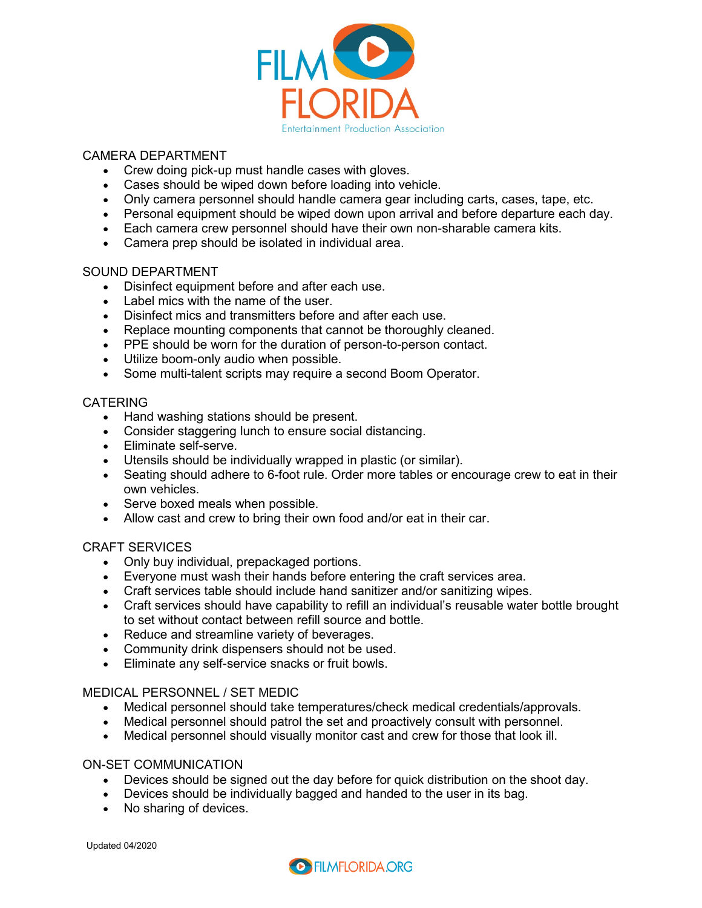## CAMERA DEPARTMENT

- Crew doing pick-up must handle cases with gloves.
- Cases should be wiped down before loading into vehicle.
- Only camera personnel should handle camera gear including carts, cases, tape, etc.
- Personal equipment should be wiped down upon arrival and before departure each day.
- Each camera crew personnel should have their own non-sharable camera kits.
- Camera prep should be isolated in individual area.

## SOUND DEPARTMENT

- Disinfect equipment before and after each use.
- Label mics with the name of the user.
- Disinfect mics and transmitters before and after each use.
- Replace mounting components that cannot be thoroughly cleaned.
- PPE should be worn for the duration of person-to-person contact.
- Utilize boom-only audio when possible.
- Some multi-talent scripts may require a second Boom Operator.

## CATERING

- Hand washing stations should be present.
- Consider staggering lunch to ensure social distancing.
- Eliminate self-serve.
- Utensils should be individually wrapped in plastic (or similar).
- Seating should adhere to 6-foot rule. Order more tables or encourage crew to eat in their own vehicles.
- Serve boxed meals when possible.
- Allow cast and crew to bring their own food and/or eat in their car.

## CRAFT SERVICES

- Only buy individual, prepackaged portions.
- Everyone must wash their hands before entering the craft services area.
- Craft services table should include hand sanitizer and/or sanitizing wipes.
- Craft services should have capability to refill an individual's reusable water bottle brought to set without contact between refill source and bottle.
- Reduce and streamline variety of beverages.
- Community drink dispensers should not be used.
- Eliminate any self-service snacks or fruit bowls.

## MEDICAL PERSONNEL / SET MEDIC

- Medical personnel should take temperatures/check medical credentials/approvals.
- Medical personnel should patrol the set and proactively consult with personnel.
- Medical personnel should visually monitor cast and crew for those that look ill.

## ON-SET COMMUNICATION

- Devices should be signed out the day before for quick distribution on the shoot day.
- Devices should be individually bagged and handed to the user in its bag.
- No sharing of devices.

Updated 04/2020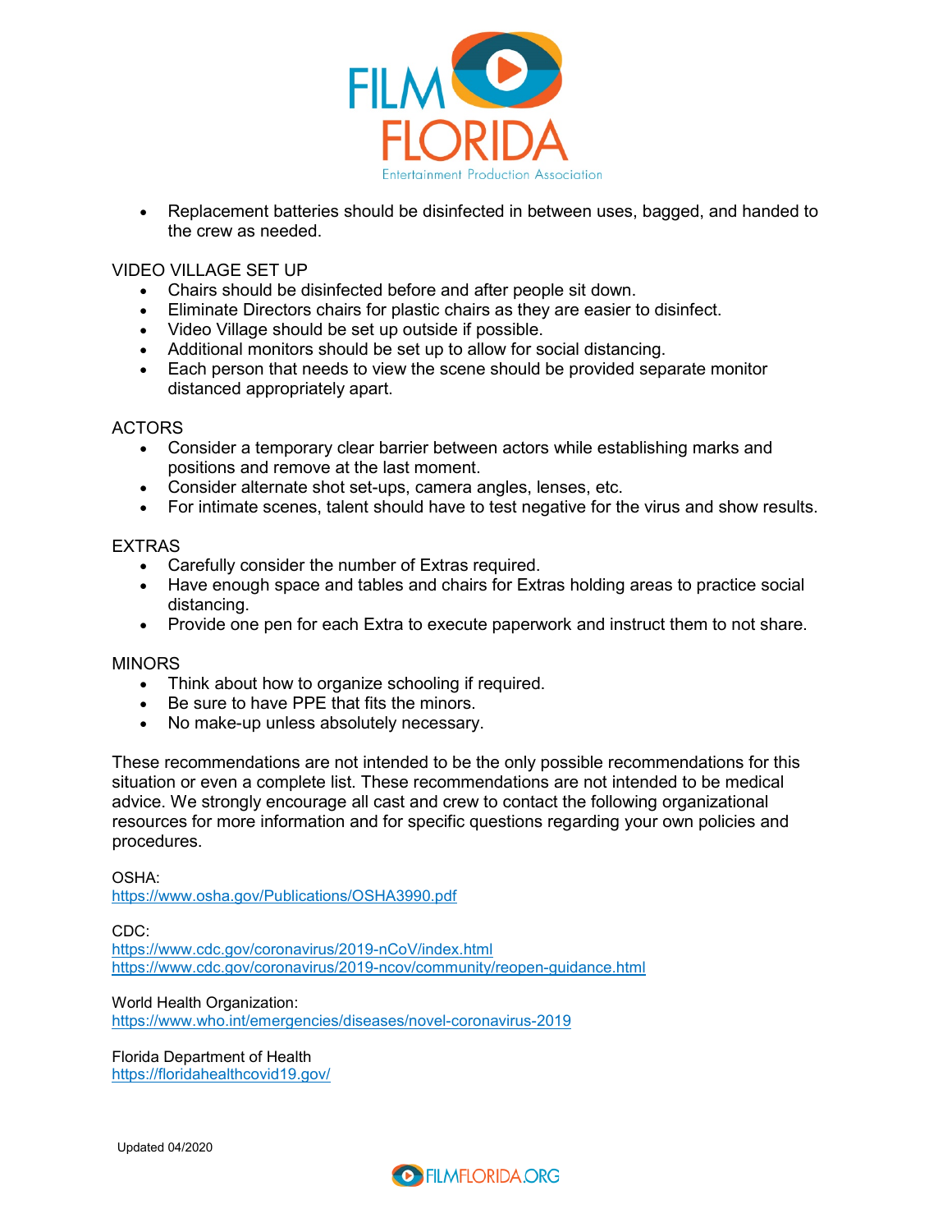- Replacement batteries should be disinfected in between uses, bagged, and handed to the crew as needed.

VIDEO VILLAGE SET UP

- Chairs should be disinfected before and after people sit down.
- Eliminate Directors chairs for plastic chairs as they are easier to disinfect.
- Video Village should be set up outside if possible.
- Additional monitors should be set up to allow for social distancing.
- Each person that needs to view the scene should be provided separate monitor distanced appropriately apart.

ACTORS

- Consider a temporary clear barrier between actors while establishing marks and positions and remove at the last moment.
- Consider alternate shot set-ups, camera angles, lenses, etc.
- For intimate scenes, talent should have to test negative for the virus and show results.

EXTRAS

- Carefully consider the number of Extras required.
- Have enough space and tables and chairs for Extras holding areas to practice social distancing.
- Provide one pen for each Extra to execute paperwork and instruct them to not share.

MINORS

- Think about how to organize schooling if required.
- Be sure to have PPE that fits the minors.
- No make-up unless absolutely necessary.

These recommendations are not intended to be the only possible recommendations for this situation or even a complete list. These recommendations are not intended to be medical advice. We strongly encourage all cast and crew to contact the following organizational resources for more information and for specific questions regarding your own policies and procedures.

OSHA:
https://www.osha.gov/Publications/OSHA3990.pdf

CDC:
https://www.cdc.gov/coronavirus/2019-nCoV/index.html
https://www.cdc.gov/coronavirus/2019-ncov/community/reopen-guidance.html

World Health Organization:
https://www.who.int/emergencies/diseases/novel-coronavirus-2019

Florida Department of Health
https://floridahealthcovid19.gov/

Updated 04/2020